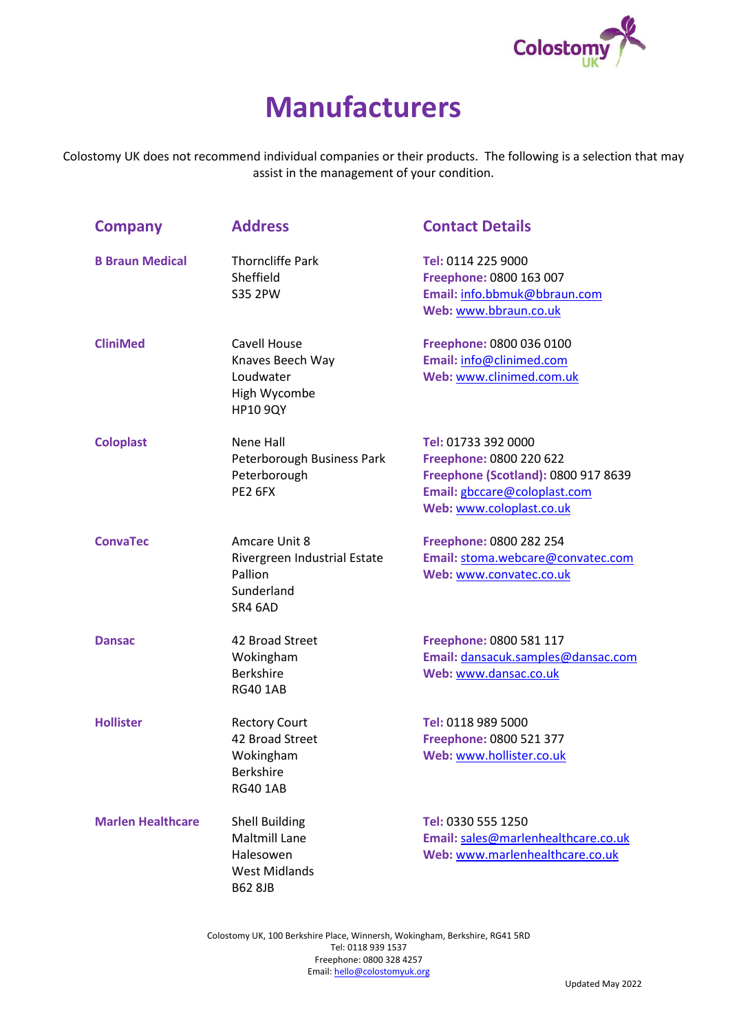# Manufacturers

Colostomy UK does not recommend individual companies or their products. The following is a selection that may assist in the management of your condition.

| Company | Address | Contact Details |
|---|---|---|
| **B Braun Medical** | Thorncliffe Park<br>Sheffield<br>S35 2PW | **Tel:** 0114 225 9000<br>**Freephone:** 0800 163 007<br>**Email:** info.bbmuk@bbraun.com<br>**Web:** www.bbraun.co.uk |
| **CliniMed** | Cavell House<br>Knaves Beech Way<br>Loudwater<br>High Wycombe<br>HP10 9QY | **Freephone:** 0800 036 0100<br>**Email:** info@clinimed.com<br>**Web:** www.clinimed.com.uk |
| **Coloplast** | Nene Hall<br>Peterborough Business Park<br>Peterborough<br>PE2 6FX | **Tel:** 01733 392 0000<br>**Freephone:** 0800 220 622<br>**Freephone (Scotland):** 0800 917 8639<br>**Email:** gbccare@coloplast.com<br>**Web:** www.coloplast.co.uk |
| **ConvaTec** | Amcare Unit 8<br>Rivergreen Industrial Estate<br>Pallion<br>Sunderland<br>SR4 6AD | **Freephone:** 0800 282 254<br>**Email:** stoma.webcare@convatec.com<br>**Web:** www.convatec.co.uk |
| **Dansac** | 42 Broad Street<br>Wokingham<br>Berkshire<br>RG40 1AB | **Freephone:** 0800 581 117<br>**Email:** dansacuk.samples@dansac.com<br>**Web:** www.dansac.co.uk |
| **Hollister** | Rectory Court<br>42 Broad Street<br>Wokingham<br>Berkshire<br>RG40 1AB | **Tel:** 0118 989 5000<br>**Freephone:** 0800 521 377<br>**Web:** www.hollister.co.uk |
| **Marlen Healthcare** | Shell Building<br>Maltmill Lane<br>Halesowen<br>West Midlands<br>B62 8JB | **Tel:** 0330 555 1250<br>**Email:** sales@marlenhealthcare.co.uk<br>**Web:** www.marlenhealthcare.co.uk |

Colostomy UK, 100 Berkshire Place, Winnersh, Wokingham, Berkshire, RG41 5RD
Tel: 0118 939 1537
Freephone: 0800 328 4257
Email: hello@colostomyuk.org

Updated May 2022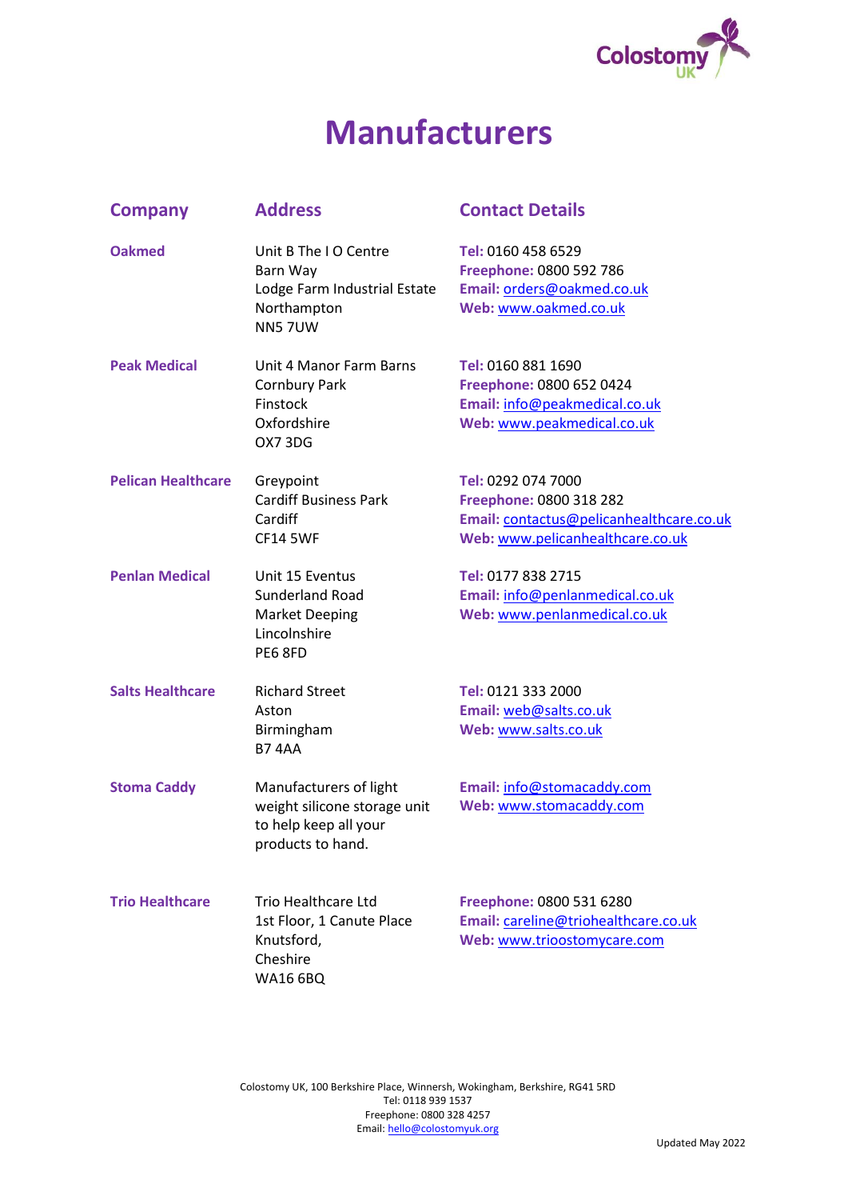# Manufacturers

| Company | Address | Contact Details |
| --- | --- | --- |
| **Oakmed** | Unit B The I O Centre<br>Barn Way<br>Lodge Farm Industrial Estate<br>Northampton<br>NN5 7UW | **Tel:** 0160 458 6529<br>**Freephone:** 0800 592 786<br>**Email:** orders@oakmed.co.uk<br>**Web:** www.oakmed.co.uk |
| **Peak Medical** | Unit 4 Manor Farm Barns<br>Cornbury Park<br>Finstock<br>Oxfordshire<br>OX7 3DG | **Tel:** 0160 881 1690<br>**Freephone:** 0800 652 0424<br>**Email:** info@peakmedical.co.uk<br>**Web:** www.peakmedical.co.uk |
| **Pelican Healthcare** | Greypoint<br>Cardiff Business Park<br>Cardiff<br>CF14 5WF | **Tel:** 0292 074 7000<br>**Freephone:** 0800 318 282<br>**Email:** contactus@pelicanhealthcare.co.uk<br>**Web:** www.pelicanhealthcare.co.uk |
| **Penlan Medical** | Unit 15 Eventus<br>Sunderland Road<br>Market Deeping<br>Lincolnshire<br>PE6 8FD | **Tel:** 0177 838 2715<br>**Email:** info@penlanmedical.co.uk<br>**Web:** www.penlanmedical.co.uk |
| **Salts Healthcare** | Richard Street<br>Aston<br>Birmingham<br>B7 4AA | **Tel:** 0121 333 2000<br>**Email:** web@salts.co.uk<br>**Web:** www.salts.co.uk |
| **Stoma Caddy** | Manufacturers of light weight silicone storage unit to help keep all your products to hand. | **Email:** info@stomacaddy.com<br>**Web:** www.stomacaddy.com |
| **Trio Healthcare** | Trio Healthcare Ltd<br>1st Floor, 1 Canute Place<br>Knutsford,<br>Cheshire<br>WA16 6BQ | **Freephone:** 0800 531 6280<br>**Email:** careline@triohealthcare.co.uk<br>**Web:** www.trioostomycare.com |

Colostomy UK, 100 Berkshire Place, Winnersh, Wokingham, Berkshire, RG41 5RD
Tel: 0118 939 1537
Freephone: 0800 328 4257
Email: hello@colostomyuk.org

Updated May 2022